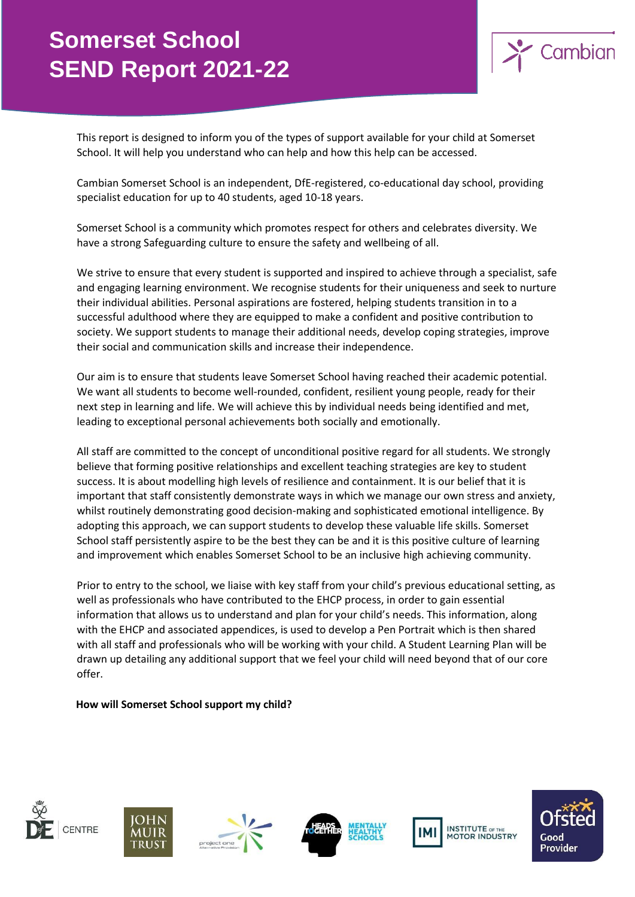# Somerset School SEND Report 2021-22

This report is designed to inform you of the types of support available for your child at Somerset School. It will help you understand who can help and how this help can be accessed.

Cambian Somerset School is an independent, DfE-registered, co-educational day school, providing specialist education for up to 40 students, aged 10-18 years.

Somerset School is a community which promotes respect for others and celebrates diversity. We have a strong Safeguarding culture to ensure the safety and wellbeing of all.

We strive to ensure that every student is supported and inspired to achieve through a specialist, safe and engaging learning environment. We recognise students for their uniqueness and seek to nurture their individual abilities. Personal aspirations are fostered, helping students transition in to a successful adulthood where they are equipped to make a confident and positive contribution to society. We support students to manage their additional needs, develop coping strategies, improve their social and communication skills and increase their independence.

Our aim is to ensure that students leave Somerset School having reached their academic potential. We want all students to become well-rounded, confident, resilient young people, ready for their next step in learning and life. We will achieve this by individual needs being identified and met, leading to exceptional personal achievements both socially and emotionally.

All staff are committed to the concept of unconditional positive regard for all students. We strongly believe that forming positive relationships and excellent teaching strategies are key to student success. It is about modelling high levels of resilience and containment. It is our belief that it is important that staff consistently demonstrate ways in which we manage our own stress and anxiety, whilst routinely demonstrating good decision-making and sophisticated emotional intelligence. By adopting this approach, we can support students to develop these valuable life skills. Somerset School staff persistently aspire to be the best they can be and it is this positive culture of learning and improvement which enables Somerset School to be an inclusive high achieving community.

Prior to entry to the school, we liaise with key staff from your child's previous educational setting, as well as professionals who have contributed to the EHCP process, in order to gain essential information that allows us to understand and plan for your child's needs. This information, along with the EHCP and associated appendices, is used to develop a Pen Portrait which is then shared with all staff and professionals who will be working with your child. A Student Learning Plan will be drawn up detailing any additional support that we feel your child will need beyond that of our core offer.

**How will Somerset School support my child?**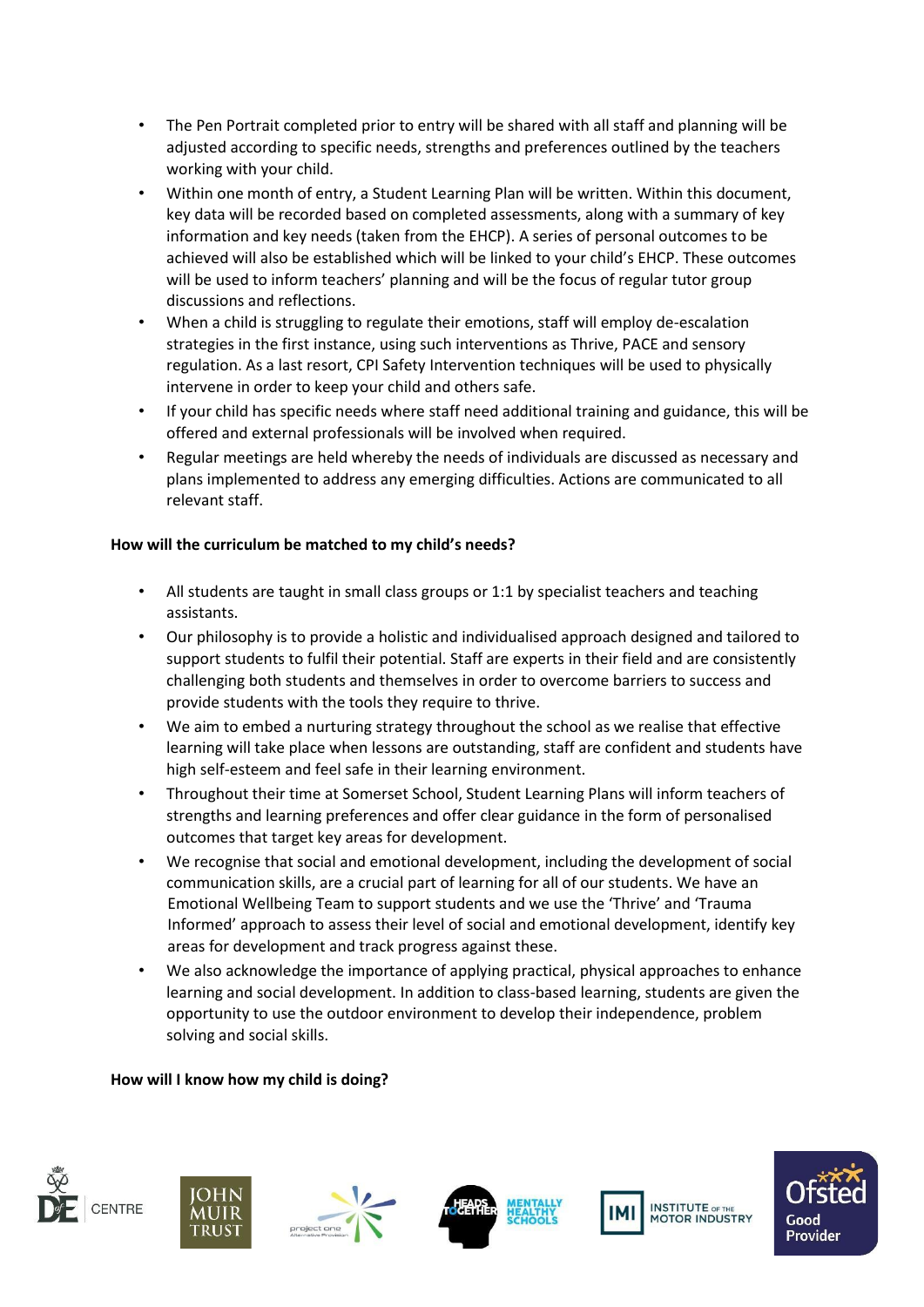- The Pen Portrait completed prior to entry will be shared with all staff and planning will be adjusted according to specific needs, strengths and preferences outlined by the teachers working with your child.
- Within one month of entry, a Student Learning Plan will be written. Within this document, key data will be recorded based on completed assessments, along with a summary of key information and key needs (taken from the EHCP). A series of personal outcomes to be achieved will also be established which will be linked to your child's EHCP. These outcomes will be used to inform teachers' planning and will be the focus of regular tutor group discussions and reflections.
- When a child is struggling to regulate their emotions, staff will employ de-escalation strategies in the first instance, using such interventions as Thrive, PACE and sensory regulation. As a last resort, CPI Safety Intervention techniques will be used to physically intervene in order to keep your child and others safe.
- If your child has specific needs where staff need additional training and guidance, this will be offered and external professionals will be involved when required.
- Regular meetings are held whereby the needs of individuals are discussed as necessary and plans implemented to address any emerging difficulties. Actions are communicated to all relevant staff.

**How will the curriculum be matched to my child's needs?**

- All students are taught in small class groups or 1:1 by specialist teachers and teaching assistants.
- Our philosophy is to provide a holistic and individualised approach designed and tailored to support students to fulfil their potential. Staff are experts in their field and are consistently challenging both students and themselves in order to overcome barriers to success and provide students with the tools they require to thrive.
- We aim to embed a nurturing strategy throughout the school as we realise that effective learning will take place when lessons are outstanding, staff are confident and students have high self-esteem and feel safe in their learning environment.
- Throughout their time at Somerset School, Student Learning Plans will inform teachers of strengths and learning preferences and offer clear guidance in the form of personalised outcomes that target key areas for development.
- We recognise that social and emotional development, including the development of social communication skills, are a crucial part of learning for all of our students. We have an Emotional Wellbeing Team to support students and we use the 'Thrive' and 'Trauma Informed' approach to assess their level of social and emotional development, identify key areas for development and track progress against these.
- We also acknowledge the importance of applying practical, physical approaches to enhance learning and social development. In addition to class-based learning, students are given the opportunity to use the outdoor environment to develop their independence, problem solving and social skills.

**How will I know how my child is doing?**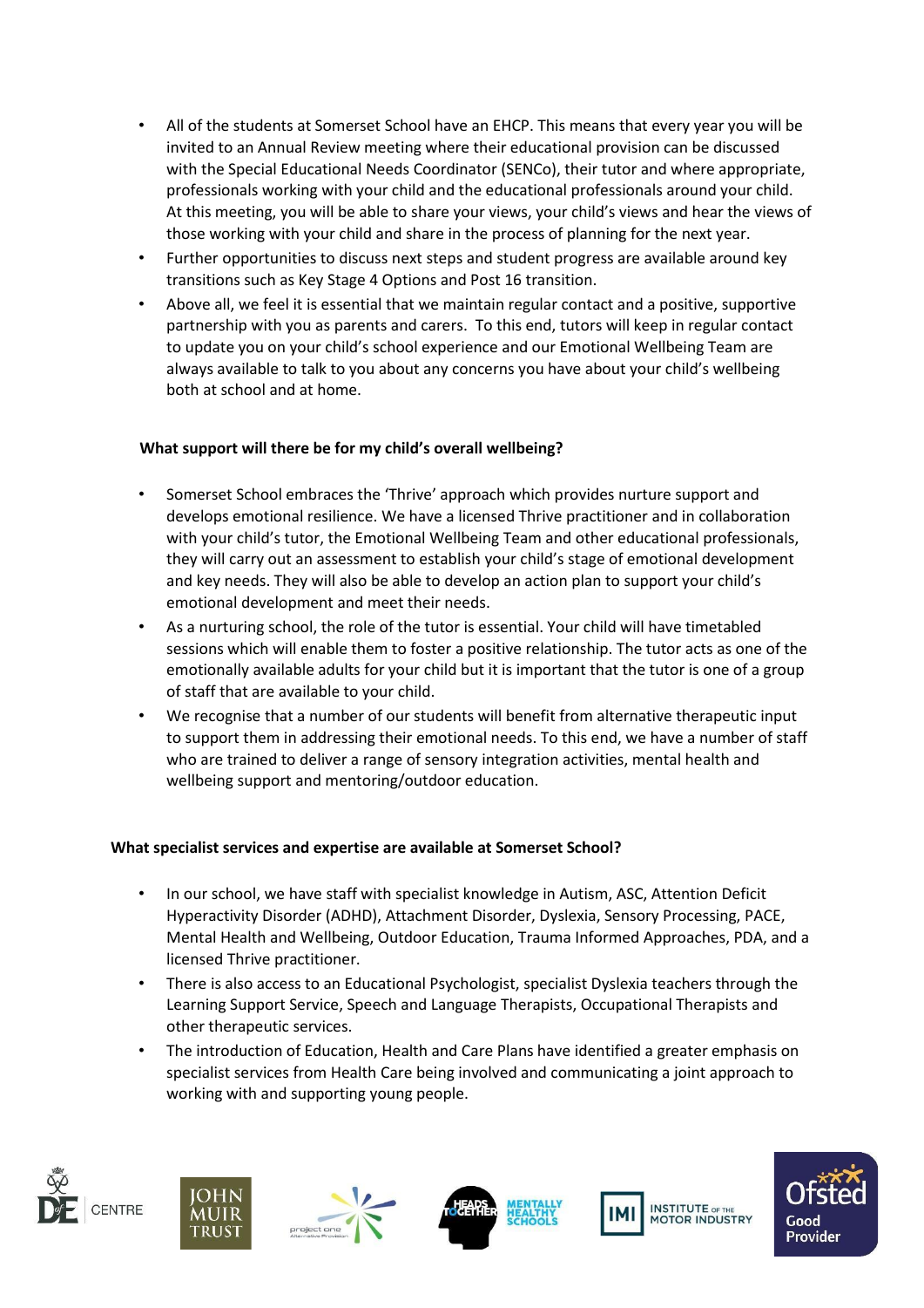- All of the students at Somerset School have an EHCP. This means that every year you will be invited to an Annual Review meeting where their educational provision can be discussed with the Special Educational Needs Coordinator (SENCo), their tutor and where appropriate, professionals working with your child and the educational professionals around your child. At this meeting, you will be able to share your views, your child's views and hear the views of those working with your child and share in the process of planning for the next year.
- Further opportunities to discuss next steps and student progress are available around key transitions such as Key Stage 4 Options and Post 16 transition.
- Above all, we feel it is essential that we maintain regular contact and a positive, supportive partnership with you as parents and carers. To this end, tutors will keep in regular contact to update you on your child's school experience and our Emotional Wellbeing Team are always available to talk to you about any concerns you have about your child's wellbeing both at school and at home.

**What support will there be for my child's overall wellbeing?**

- Somerset School embraces the 'Thrive' approach which provides nurture support and develops emotional resilience. We have a licensed Thrive practitioner and in collaboration with your child's tutor, the Emotional Wellbeing Team and other educational professionals, they will carry out an assessment to establish your child's stage of emotional development and key needs. They will also be able to develop an action plan to support your child's emotional development and meet their needs.
- As a nurturing school, the role of the tutor is essential. Your child will have timetabled sessions which will enable them to foster a positive relationship. The tutor acts as one of the emotionally available adults for your child but it is important that the tutor is one of a group of staff that are available to your child.
- We recognise that a number of our students will benefit from alternative therapeutic input to support them in addressing their emotional needs. To this end, we have a number of staff who are trained to deliver a range of sensory integration activities, mental health and wellbeing support and mentoring/outdoor education.

**What specialist services and expertise are available at Somerset School?**

- In our school, we have staff with specialist knowledge in Autism, ASC, Attention Deficit Hyperactivity Disorder (ADHD), Attachment Disorder, Dyslexia, Sensory Processing, PACE, Mental Health and Wellbeing, Outdoor Education, Trauma Informed Approaches, PDA, and a licensed Thrive practitioner.
- There is also access to an Educational Psychologist, specialist Dyslexia teachers through the Learning Support Service, Speech and Language Therapists, Occupational Therapists and other therapeutic services.
- The introduction of Education, Health and Care Plans have identified a greater emphasis on specialist services from Health Care being involved and communicating a joint approach to working with and supporting young people.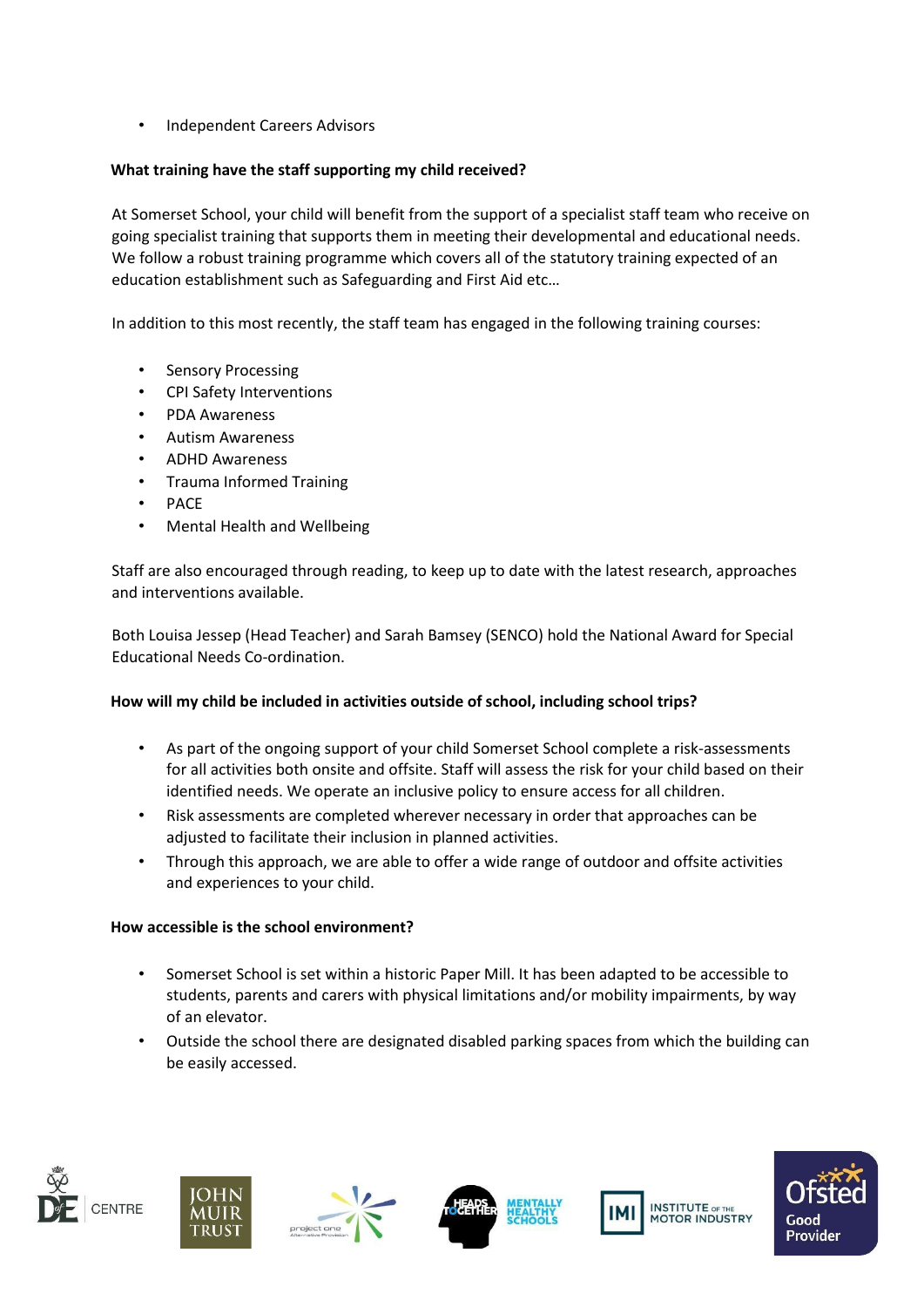- Independent Careers Advisors

**What training have the staff supporting my child received?**

At Somerset School, your child will benefit from the support of a specialist staff team who receive on going specialist training that supports them in meeting their developmental and educational needs. We follow a robust training programme which covers all of the statutory training expected of an education establishment such as Safeguarding and First Aid etc…

In addition to this most recently, the staff team has engaged in the following training courses:

- Sensory Processing
- CPI Safety Interventions
- PDA Awareness
- Autism Awareness
- ADHD Awareness
- Trauma Informed Training
- PACE
- Mental Health and Wellbeing

Staff are also encouraged through reading, to keep up to date with the latest research, approaches and interventions available.

Both Louisa Jessep (Head Teacher) and Sarah Bamsey (SENCO) hold the National Award for Special Educational Needs Co-ordination.

**How will my child be included in activities outside of school, including school trips?**

- As part of the ongoing support of your child Somerset School complete a risk-assessments for all activities both onsite and offsite. Staff will assess the risk for your child based on their identified needs. We operate an inclusive policy to ensure access for all children.
- Risk assessments are completed wherever necessary in order that approaches can be adjusted to facilitate their inclusion in planned activities.
- Through this approach, we are able to offer a wide range of outdoor and offsite activities and experiences to your child.

**How accessible is the school environment?**

- Somerset School is set within a historic Paper Mill. It has been adapted to be accessible to students, parents and carers with physical limitations and/or mobility impairments, by way of an elevator.
- Outside the school there are designated disabled parking spaces from which the building can be easily accessed.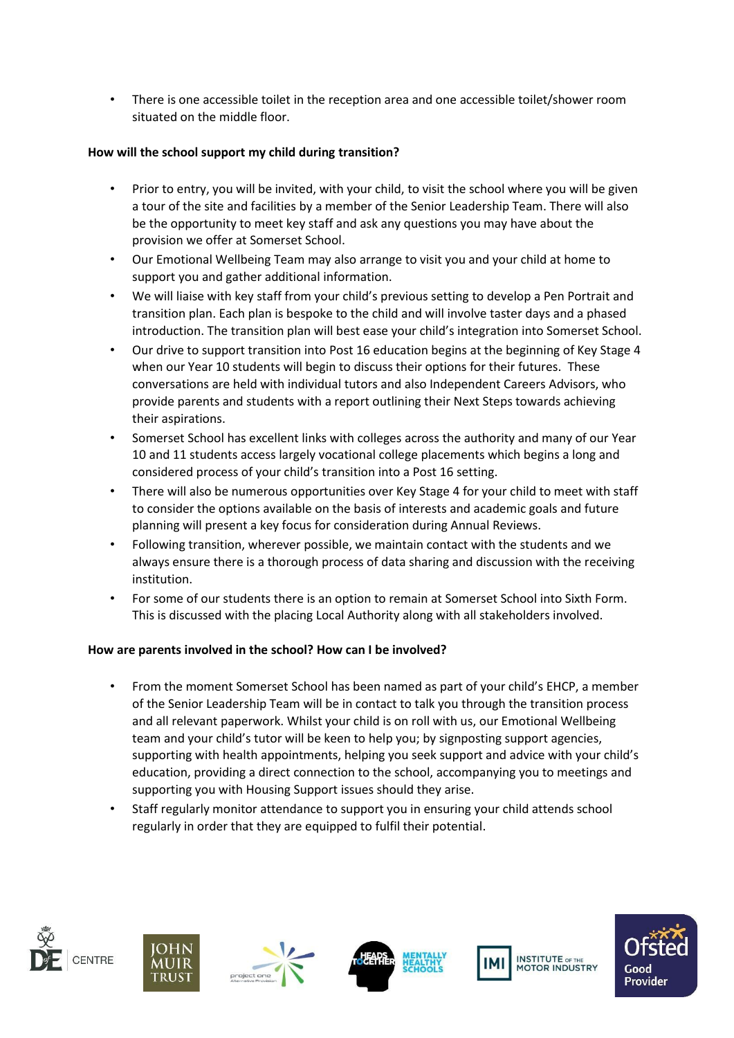- There is one accessible toilet in the reception area and one accessible toilet/shower room situated on the middle floor.

**How will the school support my child during transition?**

- Prior to entry, you will be invited, with your child, to visit the school where you will be given a tour of the site and facilities by a member of the Senior Leadership Team. There will also be the opportunity to meet key staff and ask any questions you may have about the provision we offer at Somerset School.
- Our Emotional Wellbeing Team may also arrange to visit you and your child at home to support you and gather additional information.
- We will liaise with key staff from your child's previous setting to develop a Pen Portrait and transition plan. Each plan is bespoke to the child and will involve taster days and a phased introduction. The transition plan will best ease your child's integration into Somerset School.
- Our drive to support transition into Post 16 education begins at the beginning of Key Stage 4 when our Year 10 students will begin to discuss their options for their futures. These conversations are held with individual tutors and also Independent Careers Advisors, who provide parents and students with a report outlining their Next Steps towards achieving their aspirations.
- Somerset School has excellent links with colleges across the authority and many of our Year 10 and 11 students access largely vocational college placements which begins a long and considered process of your child's transition into a Post 16 setting.
- There will also be numerous opportunities over Key Stage 4 for your child to meet with staff to consider the options available on the basis of interests and academic goals and future planning will present a key focus for consideration during Annual Reviews.
- Following transition, wherever possible, we maintain contact with the students and we always ensure there is a thorough process of data sharing and discussion with the receiving institution.
- For some of our students there is an option to remain at Somerset School into Sixth Form. This is discussed with the placing Local Authority along with all stakeholders involved.

**How are parents involved in the school? How can I be involved?**

- From the moment Somerset School has been named as part of your child's EHCP, a member of the Senior Leadership Team will be in contact to talk you through the transition process and all relevant paperwork. Whilst your child is on roll with us, our Emotional Wellbeing team and your child's tutor will be keen to help you; by signposting support agencies, supporting with health appointments, helping you seek support and advice with your child's education, providing a direct connection to the school, accompanying you to meetings and supporting you with Housing Support issues should they arise.
- Staff regularly monitor attendance to support you in ensuring your child attends school regularly in order that they are equipped to fulfil their potential.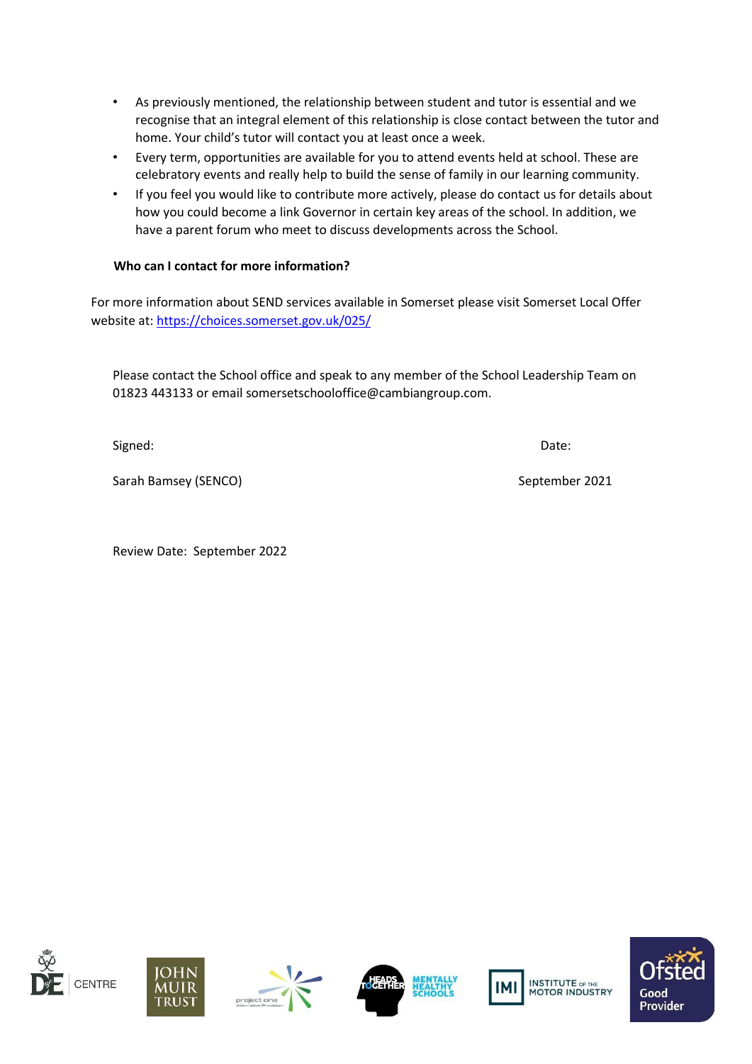- As previously mentioned, the relationship between student and tutor is essential and we recognise that an integral element of this relationship is close contact between the tutor and home. Your child's tutor will contact you at least once a week.
- Every term, opportunities are available for you to attend events held at school. These are celebratory events and really help to build the sense of family in our learning community.
- If you feel you would like to contribute more actively, please do contact us for details about how you could become a link Governor in certain key areas of the school. In addition, we have a parent forum who meet to discuss developments across the School.

**Who can I contact for more information?**

For more information about SEND services available in Somerset please visit Somerset Local Offer website at: https://choices.somerset.gov.uk/025/

Please contact the School office and speak to any member of the School Leadership Team on 01823 443133 or email somersetschooloffice@cambiangroup.com.

Signed: Date:

Sarah Bamsey (SENCO) September 2021

Review Date: September 2022